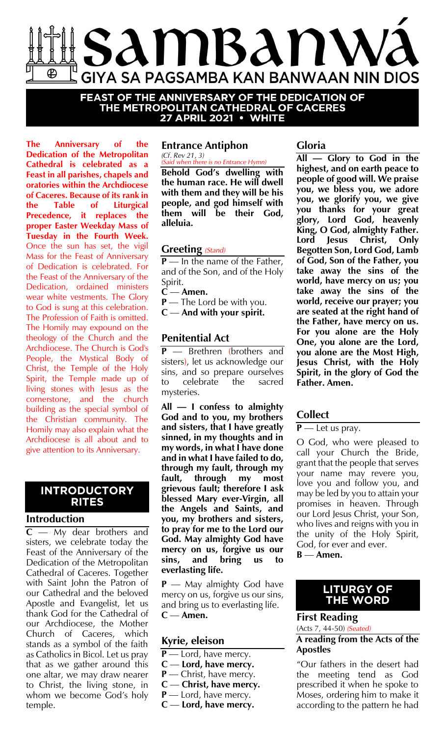# SAMBANWÁ
GIYA SA PAGSAMBA KAN BANWAAN NIN DIOS

**FEAST OF THE ANNIVERSARY OF THE DEDICATION OF THE METROPOLITAN CATHEDRAL OF CACERES**
**27 APRIL 2021 • WHITE**

**The Anniversary of the Dedication of the Metropolitan Cathedral is celebrated as a Feast in all parishes, chapels and oratories within the Archdiocese of Caceres. Because of its rank in the Table of Liturgical Precedence, it replaces the proper Easter Weekday Mass of Tuesday in the Fourth Week.** Once the sun has set, the vigil Mass for the Feast of Anniversary of Dedication is celebrated. For the Feast of the Anniversary of the Dedication, ordained ministers wear white vestments. The Glory to God is sung at this celebration. The Profession of Faith is omitted. The Homily may expound on the theology of the Church and the Archdiocese. The Church is God's People, the Mystical Body of Christ, the Temple of the Holy Spirit, the Temple made up of living stones with Jesus as the cornerstone, and the church building as the special symbol of the Christian community. The Homily may also explain what the Archdiocese is all about and to give attention to its Anniversary.

## INTRODUCTORY RITES

### Introduction

**C** — My dear brothers and sisters, we celebrate today the Feast of the Anniversary of the Dedication of the Metropolitan Cathedral of Caceres. Together with Saint John the Patron of our Cathedral and the beloved Apostle and Evangelist, let us thank God for the Cathedral of our Archdiocese, the Mother Church of Caceres, which stands as a symbol of the faith as Catholics in Bicol. Let us pray that as we gather around this one altar, we may draw nearer to Christ, the living stone, in whom we become God's holy temple.

### Entrance Antiphon

*(Cf. Rev 21, 3)*
*(Said when there is no Entrance Hymn)*

**Behold God's dwelling with the human race. He will dwell with them and they will be his people, and god himself with them will be their God, alleluia.**

### Greeting *(Stand)*

**P** — In the name of the Father, and of the Son, and of the Holy Spirit.
**C — Amen.**
**P** — The Lord be with you.
**C — And with your spirit.**

### Penitential Act

**P** — Brethren (brothers and sisters), let us acknowledge our sins, and so prepare ourselves to celebrate the sacred mysteries.

**All — I confess to almighty God and to you, my brothers and sisters, that I have greatly sinned, in my thoughts and in my words, in what I have done and in what I have failed to do, through my fault, through my fault, through my most grievous fault; therefore I ask blessed Mary ever-Virgin, all the Angels and Saints, and you, my brothers and sisters, to pray for me to the Lord our God. May almighty God have mercy on us, forgive us our sins, and bring us to everlasting life.**

**P** — May almighty God have mercy on us, forgive us our sins, and bring us to everlasting life.
**C — Amen.**

### Kyrie, eleison

**P** — Lord, have mercy.
**C — Lord, have mercy.**
**P** — Christ, have mercy.
**C — Christ, have mercy.**
**P** — Lord, have mercy.
**C — Lord, have mercy.**

### Gloria

**All — Glory to God in the highest, and on earth peace to people of good will. We praise you, we bless you, we adore you, we glorify you, we give you thanks for your great glory, Lord God, heavenly King, O God, almighty Father. Lord Jesus Christ, Only Begotten Son, Lord God, Lamb of God, Son of the Father, you take away the sins of the world, have mercy on us; you take away the sins of the world, receive our prayer; you are seated at the right hand of the Father, have mercy on us. For you alone are the Holy One, you alone are the Lord, you alone are the Most High, Jesus Christ, with the Holy Spirit, in the glory of God the Father. Amen.**

### Collect

**P** — Let us pray.

O God, who were pleased to call your Church the Bride, grant that the people that serves your name may revere you, love you and follow you, and may be led by you to attain your promises in heaven. Through our Lord Jesus Christ, your Son, who lives and reigns with you in the unity of the Holy Spirit, God, for ever and ever.
**B — Amen.**

## LITURGY OF THE WORD

### First Reading

(Acts 7, 44-50) *(Seated)*

**A reading from the Acts of the Apostles**

"Our fathers in the desert had the meeting tend as God prescribed it when he spoke to Moses, ordering him to make it according to the pattern he had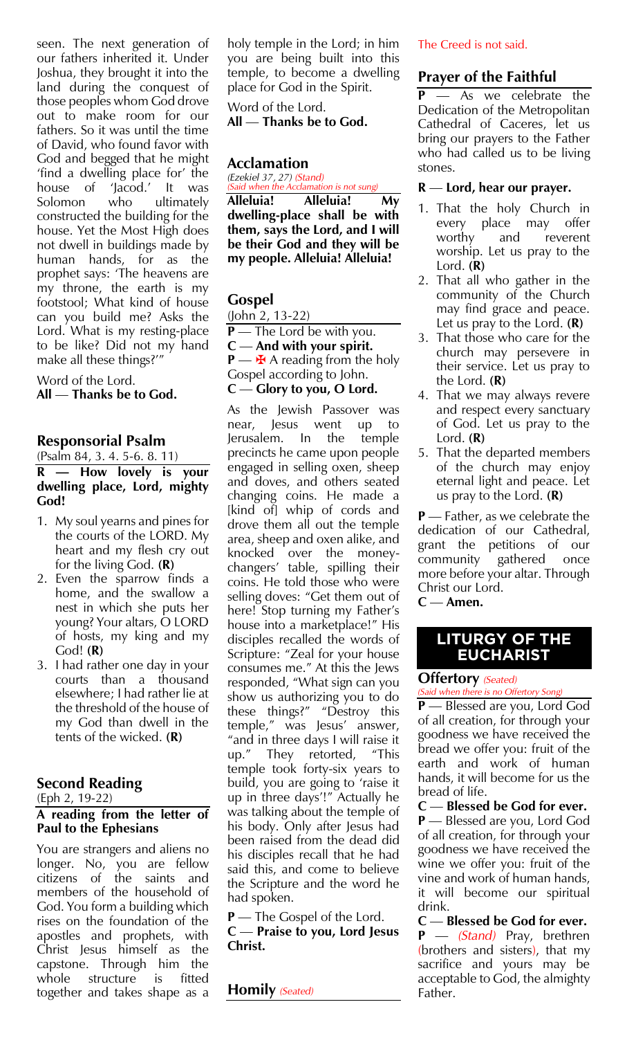seen. The next generation of our fathers inherited it. Under Joshua, they brought it into the land during the conquest of those peoples whom God drove out to make room for our fathers. So it was until the time of David, who found favor with God and begged that he might 'find a dwelling place for' the house of 'Jacod.' It was Solomon who ultimately constructed the building for the house. Yet the Most High does not dwell in buildings made by human hands, for as the prophet says: 'The heavens are my throne, the earth is my footstool; What kind of house can you build me? Asks the Lord. What is my resting-place to be like? Did not my hand make all these things?'"

Word of the Lord.
**All — Thanks be to God.**

## Responsorial Psalm

(Psalm 84, 3. 4. 5-6. 8. 11)

**R — How lovely is your dwelling place, Lord, mighty God!**

1. My soul yearns and pines for the courts of the LORD. My heart and my flesh cry out for the living God. **(R)**
2. Even the sparrow finds a home, and the swallow a nest in which she puts her young? Your altars, O LORD of hosts, my king and my God! **(R)**
3. I had rather one day in your courts than a thousand elsewhere; I had rather lie at the threshold of the house of my God than dwell in the tents of the wicked. **(R)**

## Second Reading

(Eph 2, 19-22)

**A reading from the letter of Paul to the Ephesians**

You are strangers and aliens no longer. No, you are fellow citizens of the saints and members of the household of God. You form a building which rises on the foundation of the apostles and prophets, with Christ Jesus himself as the capstone. Through him the whole structure is fitted together and takes shape as a holy temple in the Lord; in him you are being built into this temple, to become a dwelling place for God in the Spirit.

Word of the Lord.
**All — Thanks be to God.**

## Acclamation

*(Ezekiel 37, 27) (Stand)*
*(Said when the Acclamation is not sung)*

**Alleluia! Alleluia! My dwelling-place shall be with them, says the Lord, and I will be their God and they will be my people. Alleluia! Alleluia!**

## Gospel

(John 2, 13-22)

**P** — The Lord be with you.
**C — And with your spirit.**
**P** — ✠ A reading from the holy Gospel according to John.
**C — Glory to you, O Lord.**

As the Jewish Passover was near, Jesus went up to Jerusalem. In the temple precincts he came upon people engaged in selling oxen, sheep and doves, and others seated changing coins. He made a [kind of] whip of cords and drove them all out the temple area, sheep and oxen alike, and knocked over the money-changers' table, spilling their coins. He told those who were selling doves: "Get them out of here! Stop turning my Father's house into a marketplace!" His disciples recalled the words of Scripture: "Zeal for your house consumes me." At this the Jews responded, "What sign can you show us authorizing you to do these things?" "Destroy this temple," was Jesus' answer, "and in three days I will raise it up." They retorted, "This temple took forty-six years to build, you are going to 'raise it up in three days'!" Actually he was talking about the temple of his body. Only after Jesus had been raised from the dead did his disciples recall that he had said this, and come to believe the Scripture and the word he had spoken.

**P** — The Gospel of the Lord.
**C — Praise to you, Lord Jesus Christ.**

## Homily *(Seated)*

The Creed is not said.

## Prayer of the Faithful

**P** — As we celebrate the Dedication of the Metropolitan Cathedral of Caceres, let us bring our prayers to the Father who had called us to be living stones.

**R — Lord, hear our prayer.**

1. That the holy Church in every place may offer worthy and reverent worship. Let us pray to the Lord. **(R)**
2. That all who gather in the community of the Church may find grace and peace. Let us pray to the Lord. **(R)**
3. That those who care for the church may persevere in their service. Let us pray to the Lord. **(R)**
4. That we may always revere and respect every sanctuary of God. Let us pray to the Lord. **(R)**
5. That the departed members of the church may enjoy eternal light and peace. Let us pray to the Lord. **(R)**

**P** — Father, as we celebrate the dedication of our Cathedral, grant the petitions of our community gathered once more before your altar. Through Christ our Lord.
**C — Amen.**

# LITURGY OF THE EUCHARIST

## Offertory *(Seated)*

*(Said when there is no Offertory Song)*

**P** — Blessed are you, Lord God of all creation, for through your goodness we have received the bread we offer you: fruit of the earth and work of human hands, it will become for us the bread of life.

**C — Blessed be God for ever.**

**P** — Blessed are you, Lord God of all creation, for through your goodness we have received the wine we offer you: fruit of the vine and work of human hands, it will become our spiritual drink.

**C — Blessed be God for ever.**

**P** — *(Stand)* Pray, brethren (brothers and sisters), that my sacrifice and yours may be acceptable to God, the almighty Father.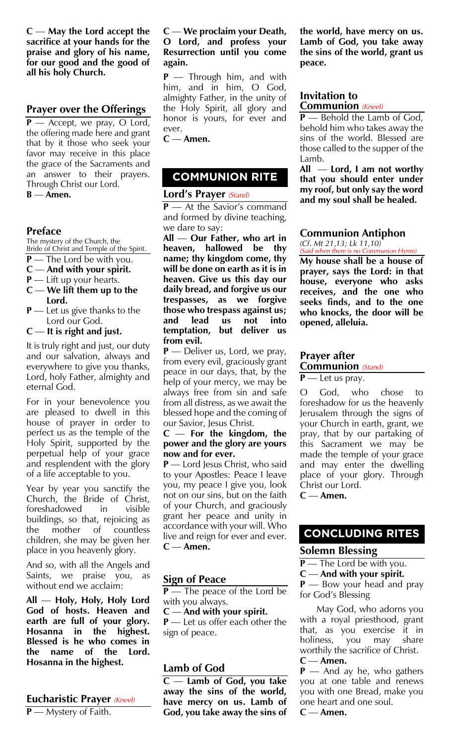**C — May the Lord accept the sacrifice at your hands for the praise and glory of his name, for our good and the good of all his holy Church.**

## Prayer over the Offerings

**P** — Accept, we pray, O Lord, the offering made here and grant that by it those who seek your favor may receive in this place the grace of the Sacraments and an answer to their prayers. Through Christ our Lord.
**B — Amen.**

## Preface

The mystery of the Church, the Bride of Christ and Temple of the Spirit.

- **P** — The Lord be with you.
- **C — And with your spirit.**
- **P** — Lift up your hearts.
- **C — We lift them up to the Lord.**
- **P** — Let us give thanks to the Lord our God.
- **C — It is right and just.**

It is truly right and just, our duty and our salvation, always and everywhere to give you thanks, Lord, holy Father, almighty and eternal God.

For in your benevolence you are pleased to dwell in this house of prayer in order to perfect us as the temple of the Holy Spirit, supported by the perpetual help of your grace and resplendent with the glory of a life acceptable to you.

Year by year you sanctify the Church, the Bride of Christ, foreshadowed in visible buildings, so that, rejoicing as the mother of countless children, she may be given her place in you heavenly glory.

And so, with all the Angels and Saints, we praise you, as without end we acclaim:

**All — Holy, Holy, Holy Lord God of hosts. Heaven and earth are full of your glory. Hosanna in the highest. Blessed is he who comes in the name of the Lord. Hosanna in the highest.**

## Eucharistic Prayer *(Kneel)*

**P** — Mystery of Faith.

**C — We proclaim your Death, O Lord, and profess your Resurrection until you come again.**

**P** — Through him, and with him, and in him, O God, almighty Father, in the unity of the Holy Spirit, all glory and honor is yours, for ever and ever.
**C — Amen.**

# COMMUNION RITE

## Lord's Prayer *(Stand)*

**P** — At the Savior's command and formed by divine teaching, we dare to say:

**All — Our Father, who art in heaven, hallowed be thy name; thy kingdom come, thy will be done on earth as it is in heaven. Give us this day our daily bread, and forgive us our trespasses, as we forgive those who trespass against us; and lead us not into temptation, but deliver us from evil.**

**P** — Deliver us, Lord, we pray, from every evil, graciously grant peace in our days, that, by the help of your mercy, we may be always free from sin and safe from all distress, as we await the blessed hope and the coming of our Savior, Jesus Christ.

**C — For the kingdom, the power and the glory are yours now and for ever.**

**P** — Lord Jesus Christ, who said to your Apostles: Peace I leave you, my peace I give you, look not on our sins, but on the faith of your Church, and graciously grant her peace and unity in accordance with your will. Who live and reign for ever and ever.
**C — Amen.**

## Sign of Peace

**P** — The peace of the Lord be with you always.
**C — And with your spirit.**
**P** — Let us offer each other the sign of peace.

## Lamb of God

**C — Lamb of God, you take away the sins of the world, have mercy on us. Lamb of God, you take away the sins of the world, have mercy on us. Lamb of God, you take away the sins of the world, grant us peace.**

## Invitation to Communion *(Kneel)*

**P** — Behold the Lamb of God, behold him who takes away the sins of the world. Blessed are those called to the supper of the Lamb.

**All — Lord, I am not worthy that you should enter under my roof, but only say the word and my soul shall be healed.**

## Communion Antiphon

*(Cf. Mt 21,13; Lk 11,10)*
*(Said when there is no Communion Hymn)*

**My house shall be a house of prayer, says the Lord: in that house, everyone who asks receives, and the one who seeks finds, and to the one who knocks, the door will be opened, alleluia.**

## Prayer after Communion *(Stand)*

**P** — Let us pray.

O God, who chose to foreshadow for us the heavenly Jerusalem through the signs of your Church in earth, grant, we pray, that by our partaking of this Sacrament we may be made the temple of your grace and may enter the dwelling place of your glory. Through Christ our Lord.
**C — Amen.**

# CONCLUDING RITES

## Solemn Blessing

**P** — The Lord be with you.
**C — And with your spirit.**
**P** — Bow your head and pray for God's Blessing

May God, who adorns you with a royal priesthood, grant that, as you exercise it in holiness, you may share worthily the sacrifice of Christ.
**C — Amen.**

**P** — And ay he, who gathers you at one table and renews you with one Bread, make you one heart and one soul.
**C — Amen.**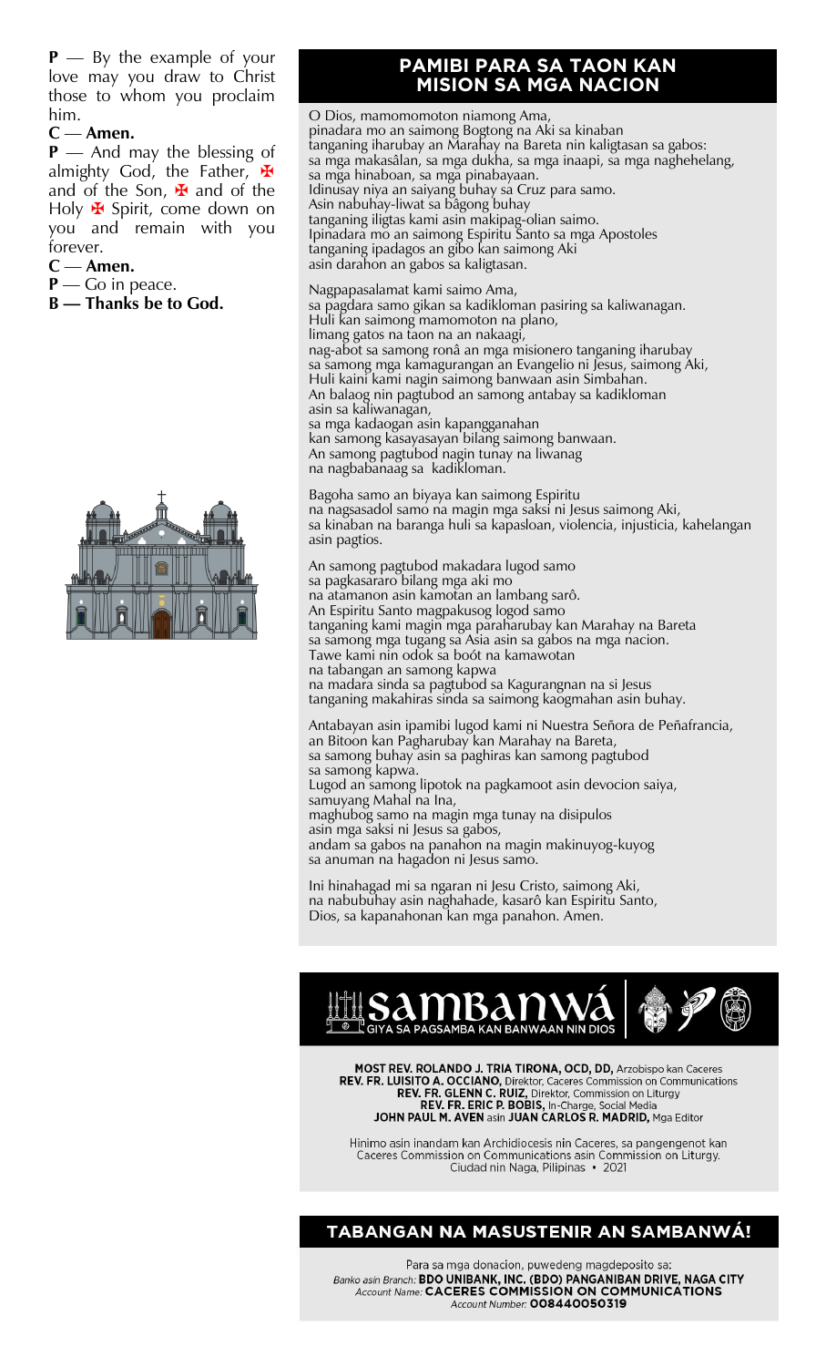**P** — By the example of your love may you draw to Christ those to whom you proclaim him.

**C — Amen.**

**P** — And may the blessing of almighty God, the Father, ✠ and of the Son, ✠ and of the Holy ✠ Spirit, come down on you and remain with you forever.

**C — Amen.**

**P** — Go in peace.

**B — Thanks be to God.**

## PAMIBI PARA SA TAON KAN MISION SA MGA NACION

O Dios, mamomomoton niamong Ama,
pinadara mo an saimong Bogtong na Aki sa kinaban
tanganing iharubay an Marahay na Bareta nin kaligtasan sa gabos:
sa mga makasâlan, sa mga dukha, sa mga inaapi, sa mga naghehelang,
sa mga hinaboan, sa mga pinabayaan.
Idinusay niya an saiyang buhay sa Cruz para samo.
Asin nabuhay-liwat sa bâgong buhay
tanganing iligtas kami asin makipag-olian saimo.
Ipinadara mo an saimong Espiritu Santo sa mga Apostoles
tanganing ipadagos an gibo kan saimong Aki
asin darahon an gabos sa kaligtasan.

Nagpapasalamat kami saimo Ama,
sa pagdara samo gikan sa kadikloman pasiring sa kaliwanagan.
Huli kan saimong mamomoton na plano,
limang gatos na taon na an nakaagi,
nag-abot sa samong ronâ an mga misionero tanganing iharubay
sa samong mga kamagurangan an Evangelio ni Jesus, saimong Aki,
Huli kaini kami nagin saimong banwaan asin Simbahan.
An balaog nin pagtubod an samong antabay sa kadikloman
asin sa kaliwanagan,
sa mga kadaogan asin kapangganahan
kan samong kasaysayan bilang saimong banwaan.
An samong pagtubod nagin tunay na liwanag
na nagbabanaag sa kadikloman.

Bagoha samo an biyaya kan saimong Espiritu
na nagsasadol samo na magin mga saksi ni Jesus saimong Aki,
sa kinaban na baranga huli sa kapasloan, violencia, injusticia, kahelangan
asin pagtios.

An samong pagtubod makadara lugod samo
sa pagkasararo bilang mga aki mo
na atamanon asin kamotan an lambang sarô.
An Espiritu Santo magpakusog logod samo
tanganing kami magin mga paraharubay kan Marahay na Bareta
sa samong mga tugang sa Asia asin sa gabos na mga nacion.
Tawe kami nin odok sa boót na kamawotan
na tabangan an samong kapwa
na madara sinda sa pagtubod sa Kagurangnan na si Jesus
tanganing makahiras sinda sa saimong kaogmahan asin buhay.

Antabayan asin ipamibi lugod kami ni Nuestra Señora de Peñafrancia,
an Bitoon kan Pagharubay kan Marahay na Bareta,
sa samong buhay asin sa paghiras kan samong pagtubod
sa samong kapwa.
Lugod an samong lipotok na pagkamoot asin devocion saiya,
samuyang Mahal na Ina,
maghubog samo na magin mga tunay na disipulos
asin mga saksi ni Jesus sa gabos,
andam sa gabos na panahon na magin makinuyog-kuyog
sa anuman na hagadon ni Jesus samo.

Ini hinahagad mi sa ngaran ni Jesu Cristo, saimong Aki,
na nabubuhay asin naghahade, kasarô kan Espiritu Santo,
Dios, sa kapanahonan kan mga panahon. Amen.

**SAMBANWÁ**
GIYA SA PAGSAMBA KAN BANWAAN NIN DIOS

**MOST REV. ROLANDO J. TRIA TIRONA, OCD, DD,** Arzobispo kan Caceres
**REV. FR. LUISITO A. OCCIANO,** Direktor, Caceres Commission on Communications
**REV. FR. GLENN C. RUIZ,** Direktor, Commission on Liturgy
**REV. FR. ERIC P. BOBIS,** In-Charge, Social Media
**JOHN PAUL M. AVEN** asin **JUAN CARLOS R. MADRID,** Mga Editor

Hinimo asin inandam kan Archidiocesis nin Caceres, sa pangengenot kan Caceres Commission on Communications asin Commission on Liturgy.
Ciudad nin Naga, Pilipinas • 2021

## TABANGAN NA MASUSTENIR AN SAMBANWÁ!

Para sa mga donacion, puwedeng magdeposito sa:
*Banko asin Branch:* **BDO UNIBANK, INC. (BDO) PANGANIBAN DRIVE, NAGA CITY**
*Account Name:* **CACERES COMMISSION ON COMMUNICATIONS**
*Account Number:* **008440050319**